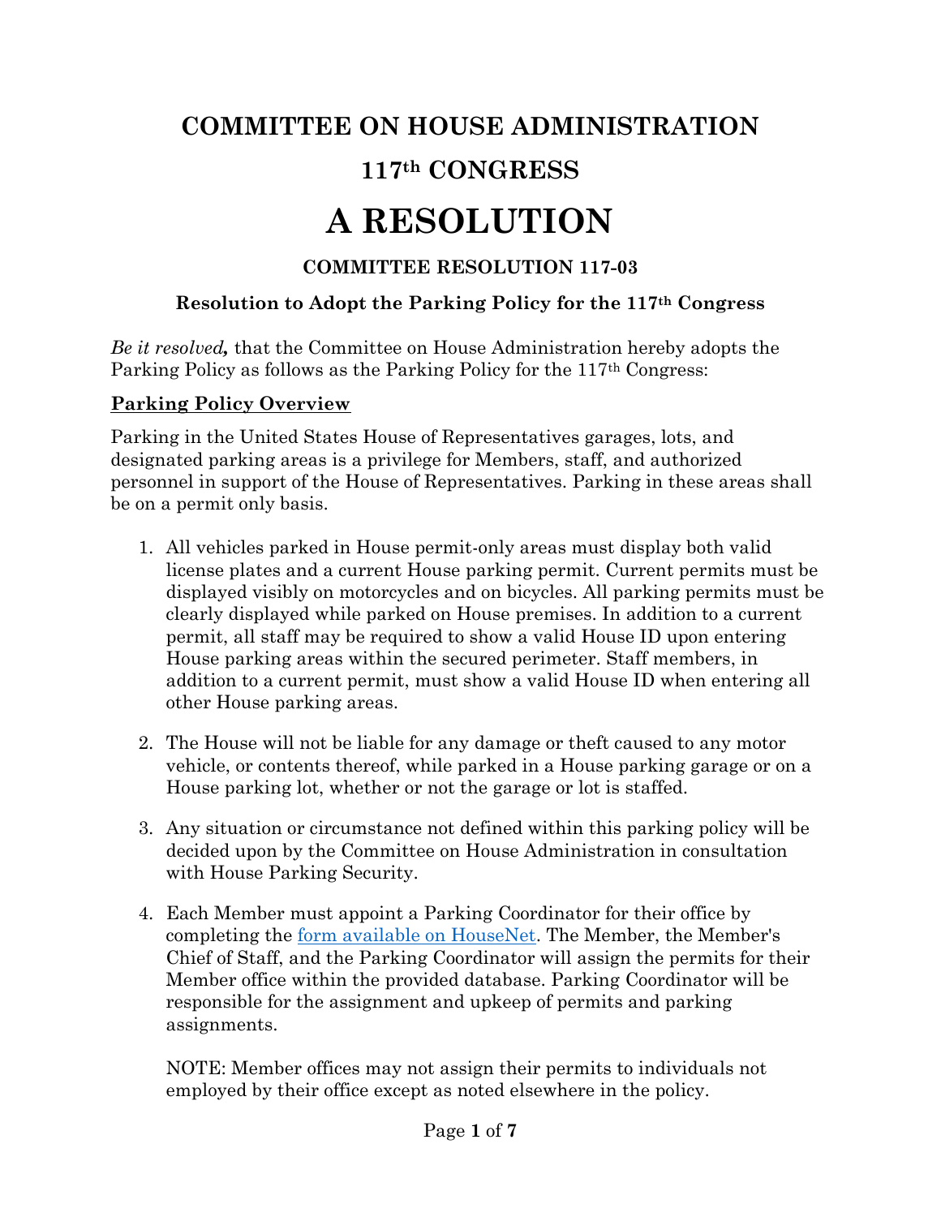# COMMITTEE ON HOUSE ADMINISTRATION

# 117th CONGRESS

# A RESOLUTION

### COMMITTEE RESOLUTION 117-03

### Resolution to Adopt the Parking Policy for the 117th Congress

*Be it resolved,* that the Committee on House Administration hereby adopts the Parking Policy as follows as the Parking Policy for the 117th Congress:

**Parking Policy Overview**

Parking in the United States House of Representatives garages, lots, and designated parking areas is a privilege for Members, staff, and authorized personnel in support of the House of Representatives. Parking in these areas shall be on a permit only basis.

1. All vehicles parked in House permit-only areas must display both valid license plates and a current House parking permit. Current permits must be displayed visibly on motorcycles and on bicycles. All parking permits must be clearly displayed while parked on House premises. In addition to a current permit, all staff may be required to show a valid House ID upon entering House parking areas within the secured perimeter. Staff members, in addition to a current permit, must show a valid House ID when entering all other House parking areas.

2. The House will not be liable for any damage or theft caused to any motor vehicle, or contents thereof, while parked in a House parking garage or on a House parking lot, whether or not the garage or lot is staffed.

3. Any situation or circumstance not defined within this parking policy will be decided upon by the Committee on House Administration in consultation with House Parking Security.

4. Each Member must appoint a Parking Coordinator for their office by completing the form available on HouseNet. The Member, the Member's Chief of Staff, and the Parking Coordinator will assign the permits for their Member office within the provided database. Parking Coordinator will be responsible for the assignment and upkeep of permits and parking assignments.

   NOTE: Member offices may not assign their permits to individuals not employed by their office except as noted elsewhere in the policy.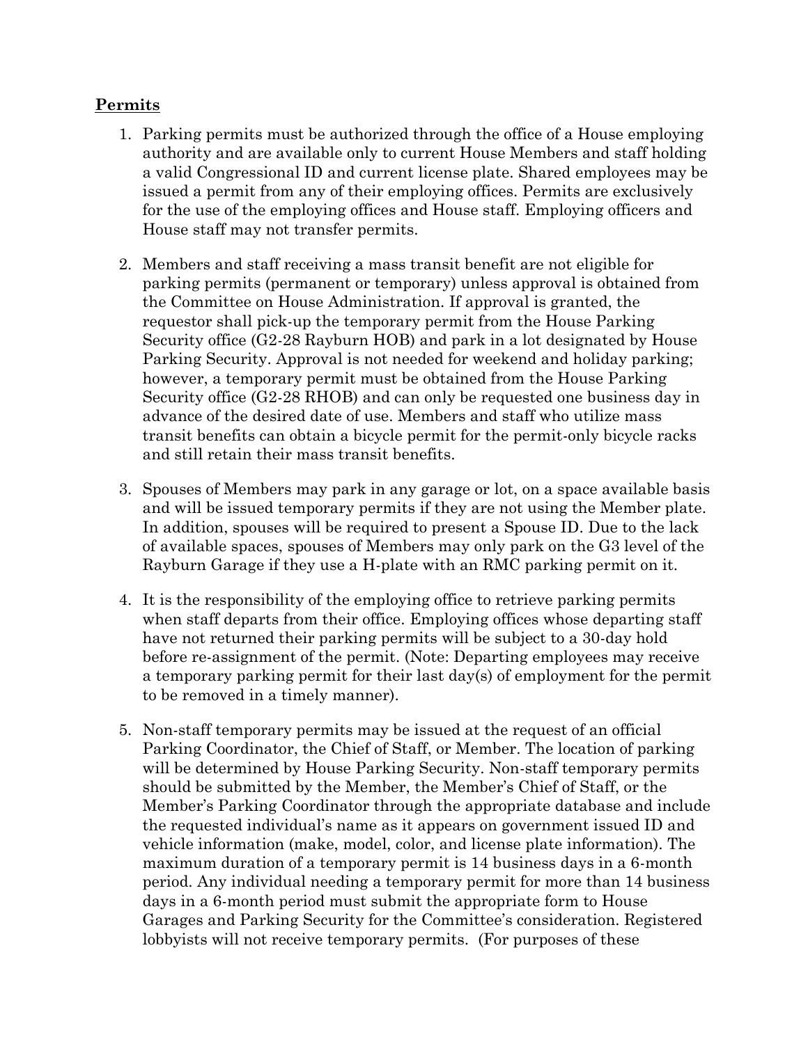**Permits**

1. Parking permits must be authorized through the office of a House employing authority and are available only to current House Members and staff holding a valid Congressional ID and current license plate. Shared employees may be issued a permit from any of their employing offices. Permits are exclusively for the use of the employing offices and House staff. Employing officers and House staff may not transfer permits.

2. Members and staff receiving a mass transit benefit are not eligible for parking permits (permanent or temporary) unless approval is obtained from the Committee on House Administration. If approval is granted, the requestor shall pick-up the temporary permit from the House Parking Security office (G2-28 Rayburn HOB) and park in a lot designated by House Parking Security. Approval is not needed for weekend and holiday parking; however, a temporary permit must be obtained from the House Parking Security office (G2-28 RHOB) and can only be requested one business day in advance of the desired date of use. Members and staff who utilize mass transit benefits can obtain a bicycle permit for the permit-only bicycle racks and still retain their mass transit benefits.

3. Spouses of Members may park in any garage or lot, on a space available basis and will be issued temporary permits if they are not using the Member plate. In addition, spouses will be required to present a Spouse ID. Due to the lack of available spaces, spouses of Members may only park on the G3 level of the Rayburn Garage if they use a H-plate with an RMC parking permit on it.

4. It is the responsibility of the employing office to retrieve parking permits when staff departs from their office. Employing offices whose departing staff have not returned their parking permits will be subject to a 30-day hold before re-assignment of the permit. (Note: Departing employees may receive a temporary parking permit for their last day(s) of employment for the permit to be removed in a timely manner).

5. Non-staff temporary permits may be issued at the request of an official Parking Coordinator, the Chief of Staff, or Member. The location of parking will be determined by House Parking Security. Non-staff temporary permits should be submitted by the Member, the Member's Chief of Staff, or the Member's Parking Coordinator through the appropriate database and include the requested individual's name as it appears on government issued ID and vehicle information (make, model, color, and license plate information). The maximum duration of a temporary permit is 14 business days in a 6-month period. Any individual needing a temporary permit for more than 14 business days in a 6-month period must submit the appropriate form to House Garages and Parking Security for the Committee's consideration. Registered lobbyists will not receive temporary permits. (For purposes of these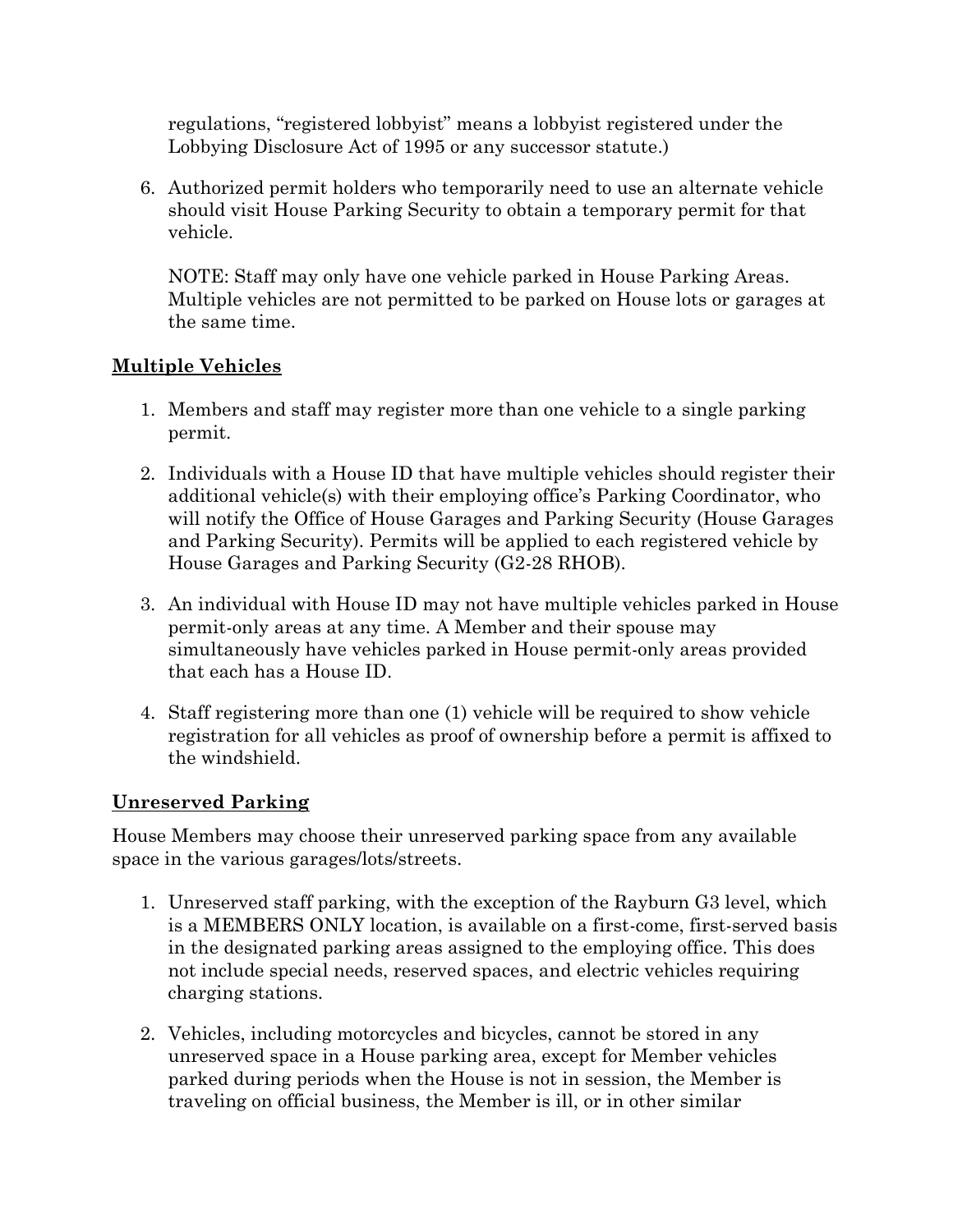regulations, "registered lobbyist" means a lobbyist registered under the Lobbying Disclosure Act of 1995 or any successor statute.)

6. Authorized permit holders who temporarily need to use an alternate vehicle should visit House Parking Security to obtain a temporary permit for that vehicle.

   NOTE: Staff may only have one vehicle parked in House Parking Areas. Multiple vehicles are not permitted to be parked on House lots or garages at the same time.

## Multiple Vehicles

1. Members and staff may register more than one vehicle to a single parking permit.

2. Individuals with a House ID that have multiple vehicles should register their additional vehicle(s) with their employing office's Parking Coordinator, who will notify the Office of House Garages and Parking Security (House Garages and Parking Security). Permits will be applied to each registered vehicle by House Garages and Parking Security (G2-28 RHOB).

3. An individual with House ID may not have multiple vehicles parked in House permit-only areas at any time. A Member and their spouse may simultaneously have vehicles parked in House permit-only areas provided that each has a House ID.

4. Staff registering more than one (1) vehicle will be required to show vehicle registration for all vehicles as proof of ownership before a permit is affixed to the windshield.

## Unreserved Parking

House Members may choose their unreserved parking space from any available space in the various garages/lots/streets.

1. Unreserved staff parking, with the exception of the Rayburn G3 level, which is a MEMBERS ONLY location, is available on a first-come, first-served basis in the designated parking areas assigned to the employing office. This does not include special needs, reserved spaces, and electric vehicles requiring charging stations.

2. Vehicles, including motorcycles and bicycles, cannot be stored in any unreserved space in a House parking area, except for Member vehicles parked during periods when the House is not in session, the Member is traveling on official business, the Member is ill, or in other similar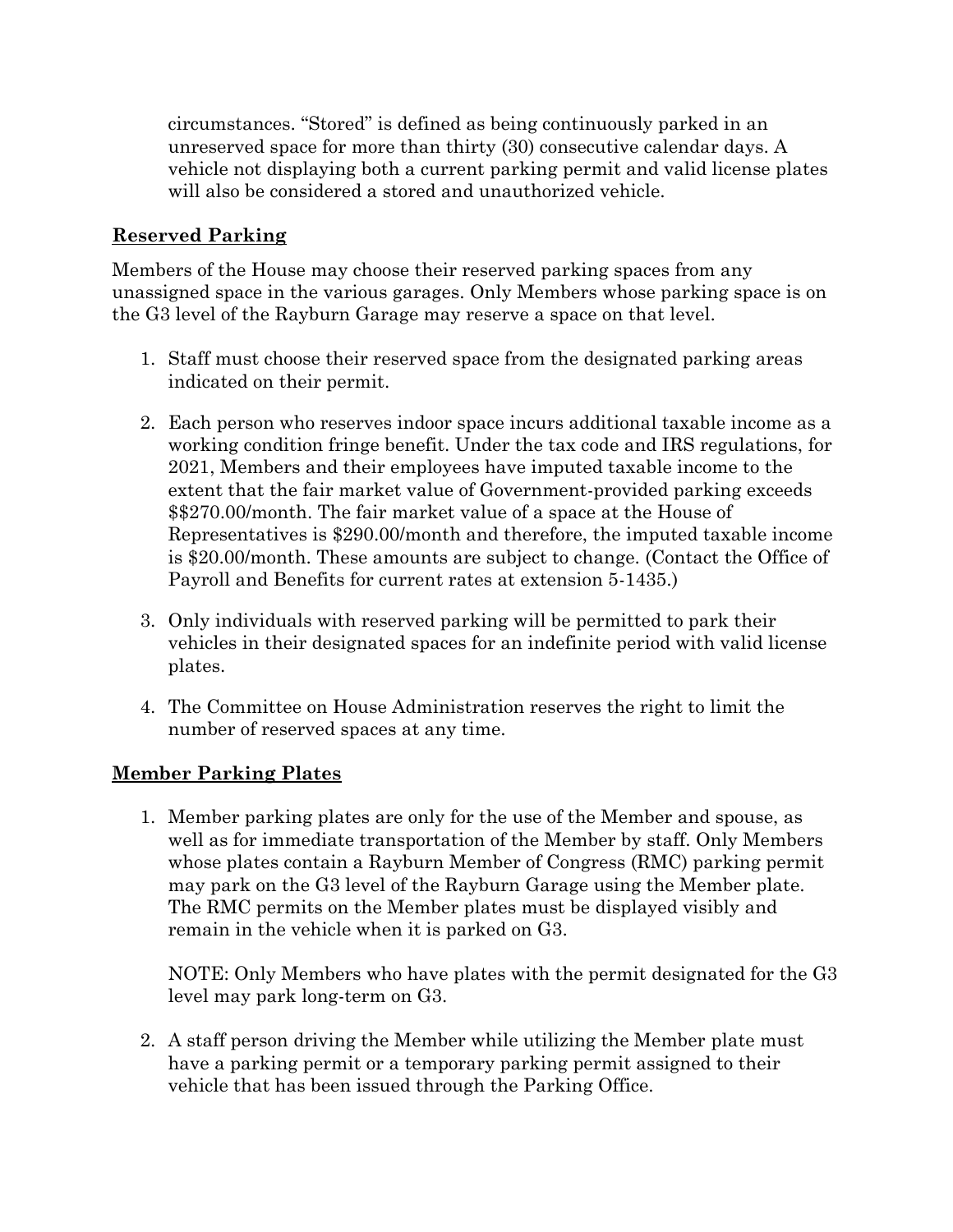circumstances. "Stored" is defined as being continuously parked in an unreserved space for more than thirty (30) consecutive calendar days. A vehicle not displaying both a current parking permit and valid license plates will also be considered a stored and unauthorized vehicle.

## Reserved Parking

Members of the House may choose their reserved parking spaces from any unassigned space in the various garages. Only Members whose parking space is on the G3 level of the Rayburn Garage may reserve a space on that level.

1. Staff must choose their reserved space from the designated parking areas indicated on their permit.

2. Each person who reserves indoor space incurs additional taxable income as a working condition fringe benefit. Under the tax code and IRS regulations, for 2021, Members and their employees have imputed taxable income to the extent that the fair market value of Government-provided parking exceeds $$270.00/month. The fair market value of a space at the House of Representatives is $290.00/month and therefore, the imputed taxable income is $20.00/month. These amounts are subject to change. (Contact the Office of Payroll and Benefits for current rates at extension 5-1435.)

3. Only individuals with reserved parking will be permitted to park their vehicles in their designated spaces for an indefinite period with valid license plates.

4. The Committee on House Administration reserves the right to limit the number of reserved spaces at any time.

## Member Parking Plates

1. Member parking plates are only for the use of the Member and spouse, as well as for immediate transportation of the Member by staff. Only Members whose plates contain a Rayburn Member of Congress (RMC) parking permit may park on the G3 level of the Rayburn Garage using the Member plate. The RMC permits on the Member plates must be displayed visibly and remain in the vehicle when it is parked on G3.

   NOTE: Only Members who have plates with the permit designated for the G3 level may park long-term on G3.

2. A staff person driving the Member while utilizing the Member plate must have a parking permit or a temporary parking permit assigned to their vehicle that has been issued through the Parking Office.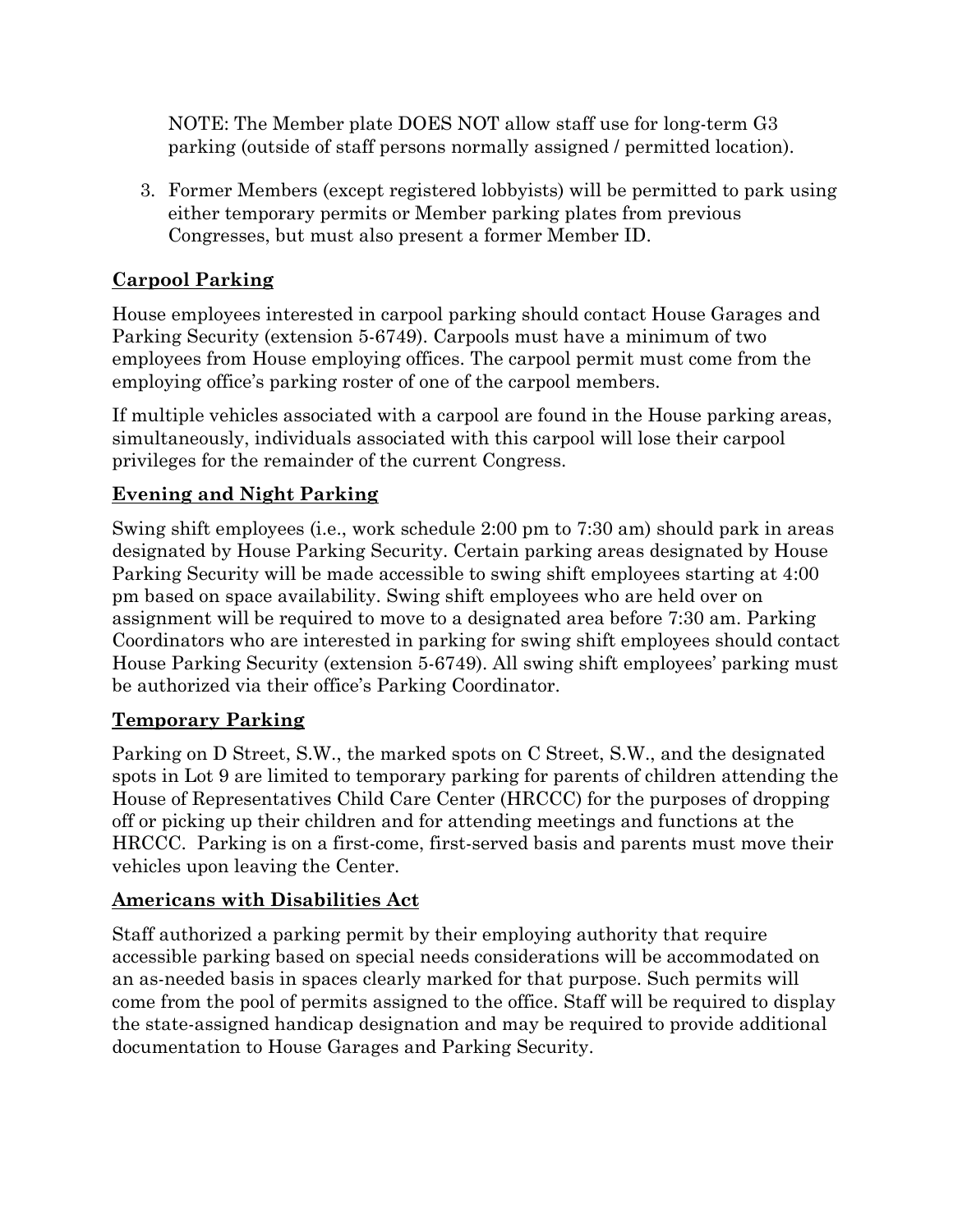NOTE: The Member plate DOES NOT allow staff use for long-term G3 parking (outside of staff persons normally assigned / permitted location).

3. Former Members (except registered lobbyists) will be permitted to park using either temporary permits or Member parking plates from previous Congresses, but must also present a former Member ID.

## Carpool Parking

House employees interested in carpool parking should contact House Garages and Parking Security (extension 5-6749). Carpools must have a minimum of two employees from House employing offices. The carpool permit must come from the employing office's parking roster of one of the carpool members.

If multiple vehicles associated with a carpool are found in the House parking areas, simultaneously, individuals associated with this carpool will lose their carpool privileges for the remainder of the current Congress.

## Evening and Night Parking

Swing shift employees (i.e., work schedule 2:00 pm to 7:30 am) should park in areas designated by House Parking Security. Certain parking areas designated by House Parking Security will be made accessible to swing shift employees starting at 4:00 pm based on space availability. Swing shift employees who are held over on assignment will be required to move to a designated area before 7:30 am. Parking Coordinators who are interested in parking for swing shift employees should contact House Parking Security (extension 5-6749). All swing shift employees' parking must be authorized via their office's Parking Coordinator.

## Temporary Parking

Parking on D Street, S.W., the marked spots on C Street, S.W., and the designated spots in Lot 9 are limited to temporary parking for parents of children attending the House of Representatives Child Care Center (HRCCC) for the purposes of dropping off or picking up their children and for attending meetings and functions at the HRCCC. Parking is on a first-come, first-served basis and parents must move their vehicles upon leaving the Center.

## Americans with Disabilities Act

Staff authorized a parking permit by their employing authority that require accessible parking based on special needs considerations will be accommodated on an as-needed basis in spaces clearly marked for that purpose. Such permits will come from the pool of permits assigned to the office. Staff will be required to display the state-assigned handicap designation and may be required to provide additional documentation to House Garages and Parking Security.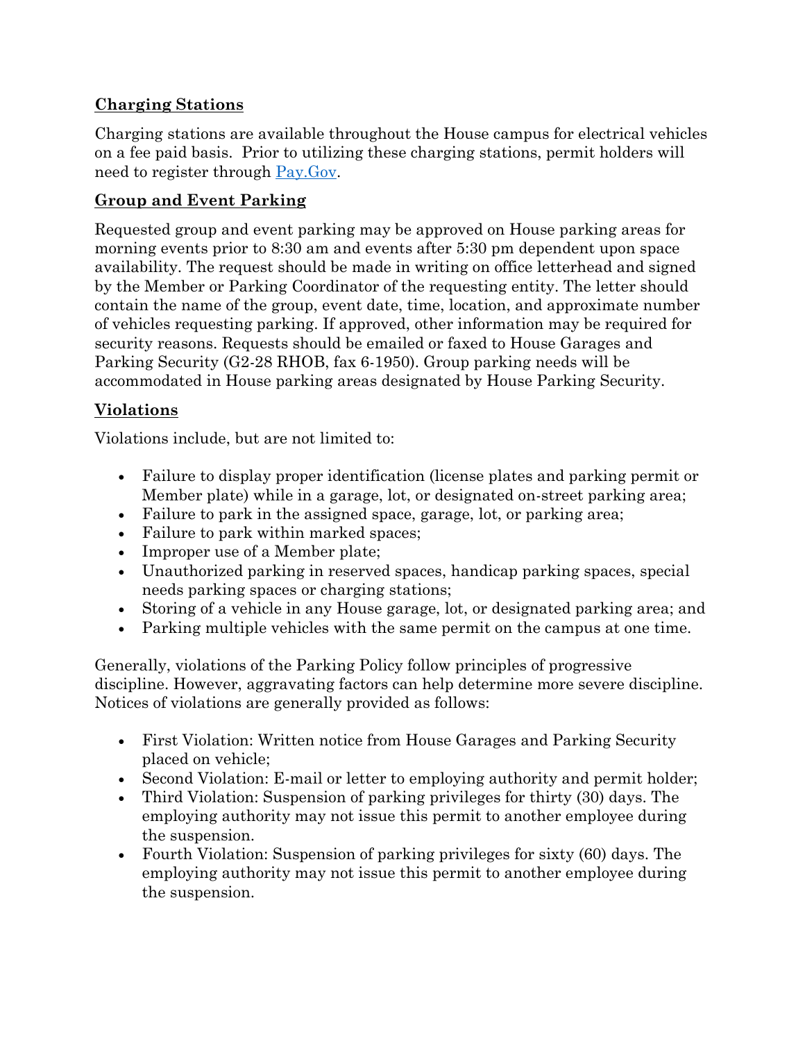## Charging Stations

Charging stations are available throughout the House campus for electrical vehicles on a fee paid basis. Prior to utilizing these charging stations, permit holders will need to register through Pay.Gov.

## Group and Event Parking

Requested group and event parking may be approved on House parking areas for morning events prior to 8:30 am and events after 5:30 pm dependent upon space availability. The request should be made in writing on office letterhead and signed by the Member or Parking Coordinator of the requesting entity. The letter should contain the name of the group, event date, time, location, and approximate number of vehicles requesting parking. If approved, other information may be required for security reasons. Requests should be emailed or faxed to House Garages and Parking Security (G2-28 RHOB, fax 6-1950). Group parking needs will be accommodated in House parking areas designated by House Parking Security.

## Violations

Violations include, but are not limited to:

- Failure to display proper identification (license plates and parking permit or Member plate) while in a garage, lot, or designated on-street parking area;
- Failure to park in the assigned space, garage, lot, or parking area;
- Failure to park within marked spaces;
- Improper use of a Member plate;
- Unauthorized parking in reserved spaces, handicap parking spaces, special needs parking spaces or charging stations;
- Storing of a vehicle in any House garage, lot, or designated parking area; and
- Parking multiple vehicles with the same permit on the campus at one time.

Generally, violations of the Parking Policy follow principles of progressive discipline. However, aggravating factors can help determine more severe discipline. Notices of violations are generally provided as follows:

- First Violation: Written notice from House Garages and Parking Security placed on vehicle;
- Second Violation: E-mail or letter to employing authority and permit holder;
- Third Violation: Suspension of parking privileges for thirty (30) days. The employing authority may not issue this permit to another employee during the suspension.
- Fourth Violation: Suspension of parking privileges for sixty (60) days. The employing authority may not issue this permit to another employee during the suspension.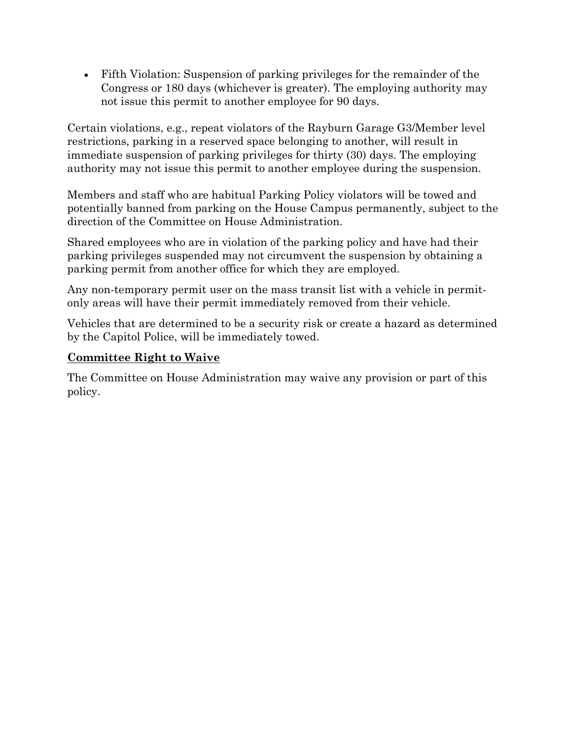- Fifth Violation: Suspension of parking privileges for the remainder of the Congress or 180 days (whichever is greater). The employing authority may not issue this permit to another employee for 90 days.

Certain violations, e.g., repeat violators of the Rayburn Garage G3/Member level restrictions, parking in a reserved space belonging to another, will result in immediate suspension of parking privileges for thirty (30) days. The employing authority may not issue this permit to another employee during the suspension.

Members and staff who are habitual Parking Policy violators will be towed and potentially banned from parking on the House Campus permanently, subject to the direction of the Committee on House Administration.

Shared employees who are in violation of the parking policy and have had their parking privileges suspended may not circumvent the suspension by obtaining a parking permit from another office for which they are employed.

Any non-temporary permit user on the mass transit list with a vehicle in permit-only areas will have their permit immediately removed from their vehicle.

Vehicles that are determined to be a security risk or create a hazard as determined by the Capitol Police, will be immediately towed.

**Committee Right to Waive**

The Committee on House Administration may waive any provision or part of this policy.